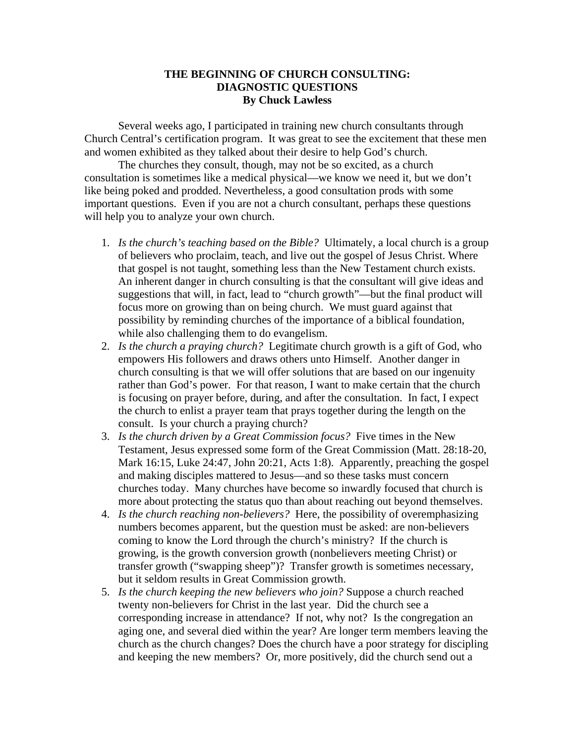# THE BEGINNING OF CHURCH CONSULTING: DIAGNOSTIC QUESTIONS

**By Chuck Lawless**

Several weeks ago, I participated in training new church consultants through Church Central's certification program. It was great to see the excitement that these men and women exhibited as they talked about their desire to help God's church.

The churches they consult, though, may not be so excited, as a church consultation is sometimes like a medical physical—we know we need it, but we don't like being poked and prodded. Nevertheless, a good consultation prods with some important questions. Even if you are not a church consultant, perhaps these questions will help you to analyze your own church.

1. *Is the church's teaching based on the Bible?* Ultimately, a local church is a group of believers who proclaim, teach, and live out the gospel of Jesus Christ. Where that gospel is not taught, something less than the New Testament church exists. An inherent danger in church consulting is that the consultant will give ideas and suggestions that will, in fact, lead to "church growth"—but the final product will focus more on growing than on being church. We must guard against that possibility by reminding churches of the importance of a biblical foundation, while also challenging them to do evangelism.
2. *Is the church a praying church?* Legitimate church growth is a gift of God, who empowers His followers and draws others unto Himself. Another danger in church consulting is that we will offer solutions that are based on our ingenuity rather than God's power. For that reason, I want to make certain that the church is focusing on prayer before, during, and after the consultation. In fact, I expect the church to enlist a prayer team that prays together during the length on the consult. Is your church a praying church?
3. *Is the church driven by a Great Commission focus?* Five times in the New Testament, Jesus expressed some form of the Great Commission (Matt. 28:18-20, Mark 16:15, Luke 24:47, John 20:21, Acts 1:8). Apparently, preaching the gospel and making disciples mattered to Jesus—and so these tasks must concern churches today. Many churches have become so inwardly focused that church is more about protecting the status quo than about reaching out beyond themselves.
4. *Is the church reaching non-believers?* Here, the possibility of overemphasizing numbers becomes apparent, but the question must be asked: are non-believers coming to know the Lord through the church's ministry? If the church is growing, is the growth conversion growth (nonbelievers meeting Christ) or transfer growth ("swapping sheep")? Transfer growth is sometimes necessary, but it seldom results in Great Commission growth.
5. *Is the church keeping the new believers who join?* Suppose a church reached twenty non-believers for Christ in the last year. Did the church see a corresponding increase in attendance? If not, why not? Is the congregation an aging one, and several died within the year? Are longer term members leaving the church as the church changes? Does the church have a poor strategy for discipling and keeping the new members? Or, more positively, did the church send out a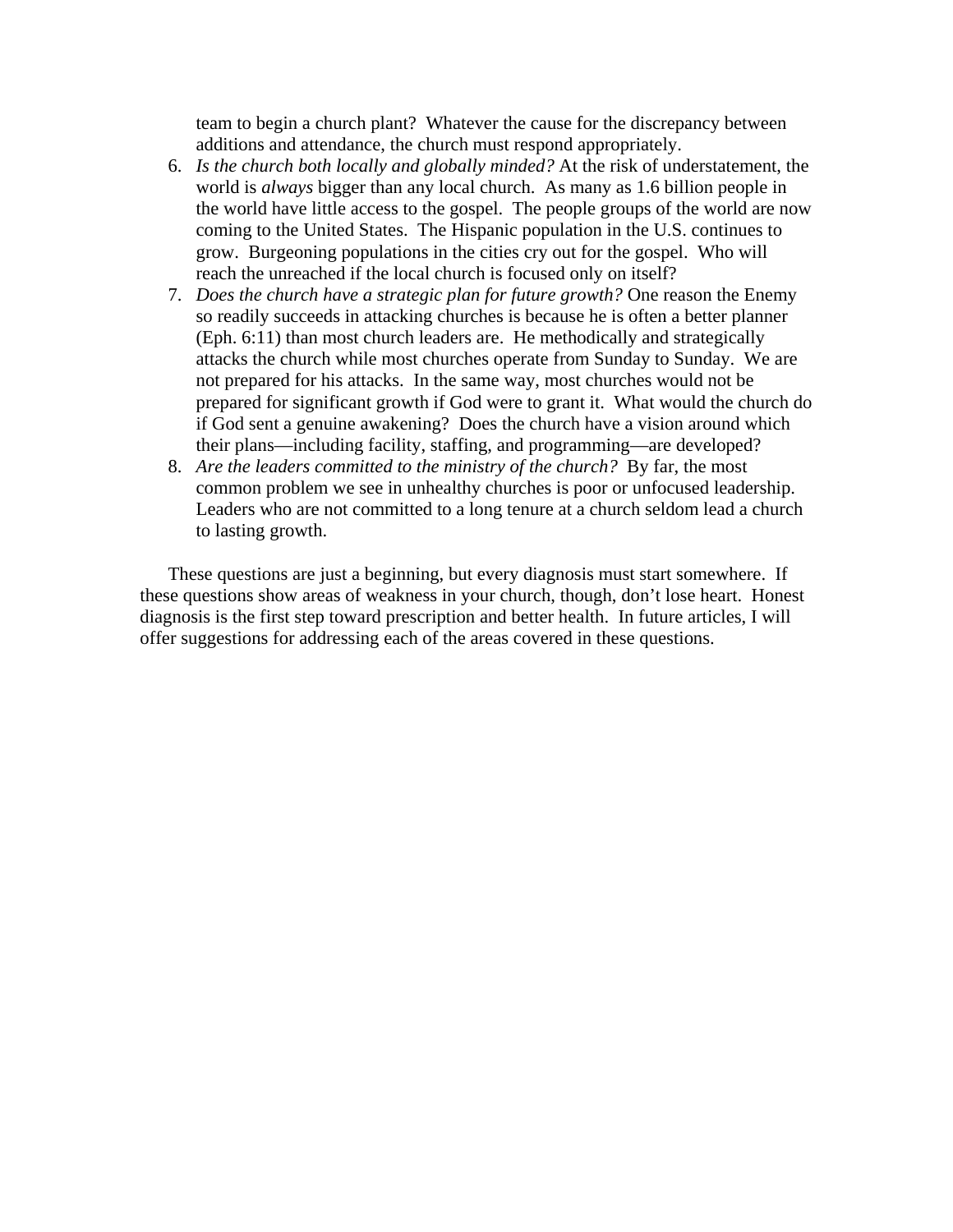team to begin a church plant? Whatever the cause for the discrepancy between additions and attendance, the church must respond appropriately.

6. *Is the church both locally and globally minded?* At the risk of understatement, the world is *always* bigger than any local church. As many as 1.6 billion people in the world have little access to the gospel. The people groups of the world are now coming to the United States. The Hispanic population in the U.S. continues to grow. Burgeoning populations in the cities cry out for the gospel. Who will reach the unreached if the local church is focused only on itself?
7. *Does the church have a strategic plan for future growth?* One reason the Enemy so readily succeeds in attacking churches is because he is often a better planner (Eph. 6:11) than most church leaders are. He methodically and strategically attacks the church while most churches operate from Sunday to Sunday. We are not prepared for his attacks. In the same way, most churches would not be prepared for significant growth if God were to grant it. What would the church do if God sent a genuine awakening? Does the church have a vision around which their plans—including facility, staffing, and programming—are developed?
8. *Are the leaders committed to the ministry of the church?* By far, the most common problem we see in unhealthy churches is poor or unfocused leadership. Leaders who are not committed to a long tenure at a church seldom lead a church to lasting growth.

These questions are just a beginning, but every diagnosis must start somewhere. If these questions show areas of weakness in your church, though, don't lose heart. Honest diagnosis is the first step toward prescription and better health. In future articles, I will offer suggestions for addressing each of the areas covered in these questions.